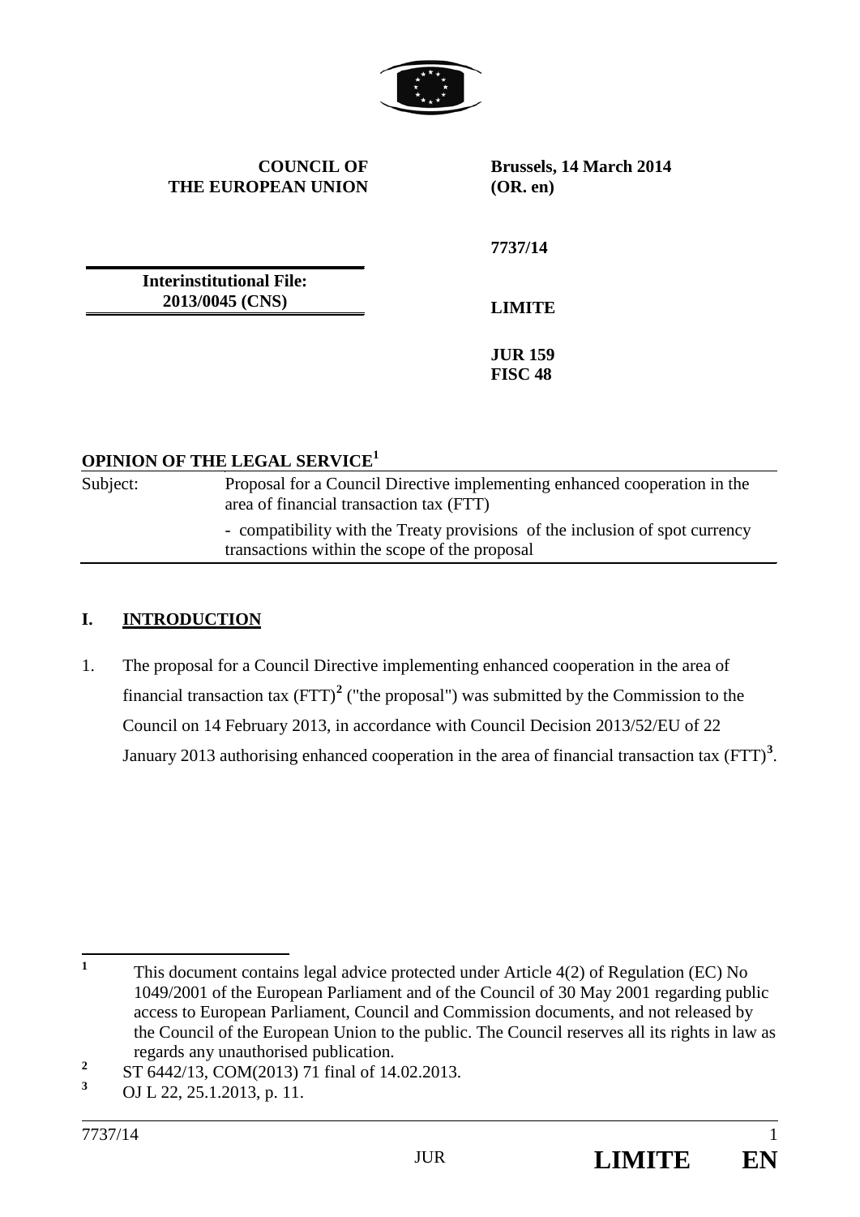**COUNCIL OF THE EUROPEAN UNION**

**Brussels, 14 March 2014 (OR. en)**

**7737/14**

**Interinstitutional File: 2013/0045 (CNS)**

**LIMITE**

**JUR 159**
**FISC 48**

## OPINION OF THE LEGAL SERVICE[1]

| | |
|---|---|
| Subject: | Proposal for a Council Directive implementing enhanced cooperation in the area of financial transaction tax (FTT) |
| | - compatibility with the Treaty provisions of the inclusion of spot currency transactions within the scope of the proposal |

## I. INTRODUCTION

1. The proposal for a Council Directive implementing enhanced cooperation in the area of financial transaction tax (FTT)[2] ("the proposal") was submitted by the Commission to the Council on 14 February 2013, in accordance with Council Decision 2013/52/EU of 22 January 2013 authorising enhanced cooperation in the area of financial transaction tax (FTT)[3].

---

[1] This document contains legal advice protected under Article 4(2) of Regulation (EC) No 1049/2001 of the European Parliament and of the Council of 30 May 2001 regarding public access to European Parliament, Council and Commission documents, and not released by the Council of the European Union to the public. The Council reserves all its rights in law as regards any unauthorised publication.

[2] ST 6442/13, COM(2013) 71 final of 14.02.2013.

[3] OJ L 22, 25.1.2013, p. 11.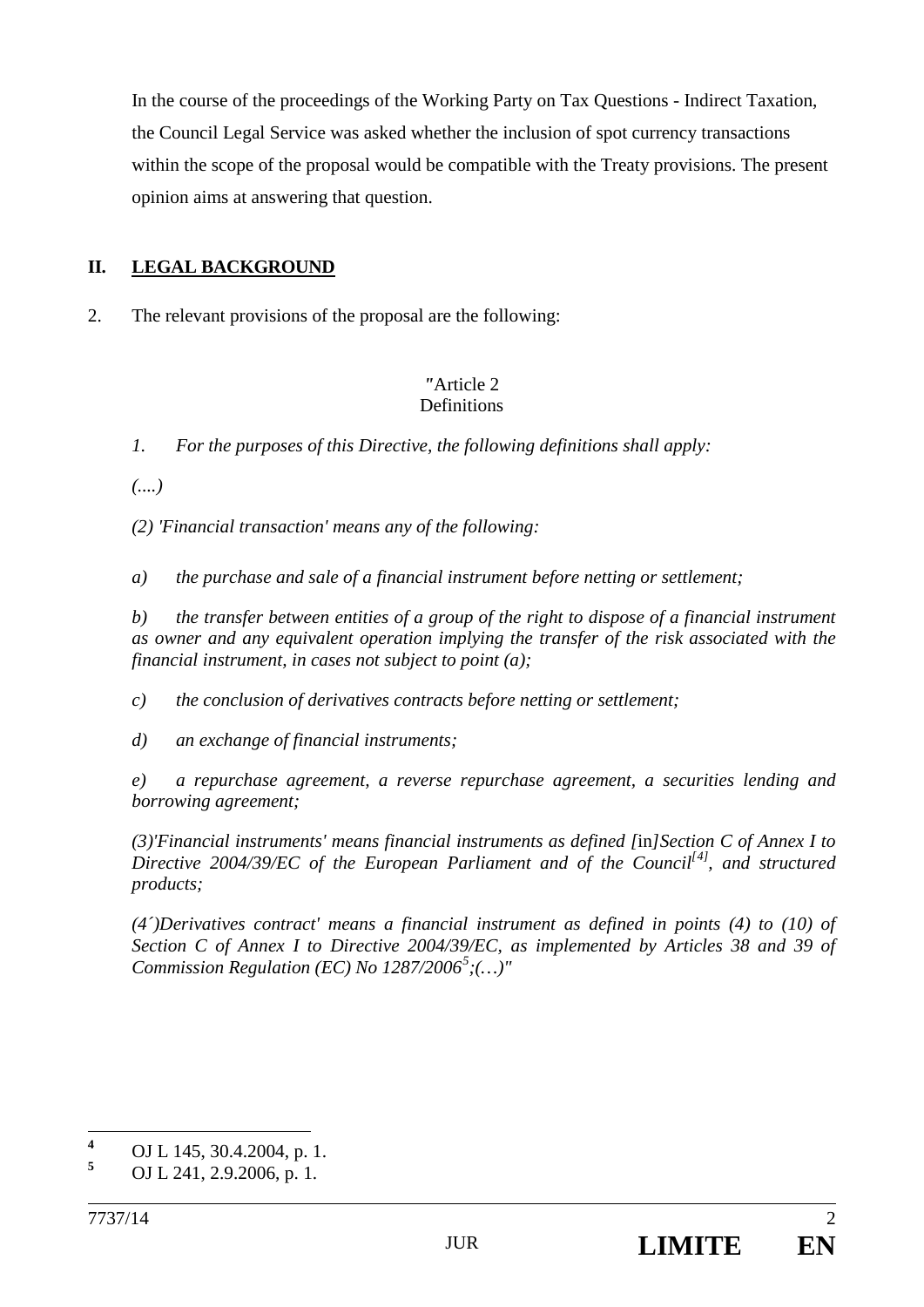In the course of the proceedings of the Working Party on Tax Questions - Indirect Taxation, the Council Legal Service was asked whether the inclusion of spot currency transactions within the scope of the proposal would be compatible with the Treaty provisions. The present opinion aims at answering that question.

## II. LEGAL BACKGROUND

2. The relevant provisions of the proposal are the following:

"Article 2
Definitions

*1. For the purposes of this Directive, the following definitions shall apply:*

*(....)*

*(2) 'Financial transaction' means any of the following:*

*a) the purchase and sale of a financial instrument before netting or settlement;*

*b) the transfer between entities of a group of the right to dispose of a financial instrument as owner and any equivalent operation implying the transfer of the risk associated with the financial instrument, in cases not subject to point (a);*

*c) the conclusion of derivatives contracts before netting or settlement;*

*d) an exchange of financial instruments;*

*e) a repurchase agreement, a reverse repurchase agreement, a securities lending and borrowing agreement;*

*(3)'Financial instruments' means financial instruments as defined [*in*]Section C of Annex I to Directive 2004/39/EC of the European Parliament and of the Council[4], and structured products;*

*(4´)Derivatives contract' means a financial instrument as defined in points (4) to (10) of Section C of Annex I to Directive 2004/39/EC, as implemented by Articles 38 and 39 of Commission Regulation (EC) No 1287/2006[5];(…)"*

---

[4] OJ L 145, 30.4.2004, p. 1.

[5] OJ L 241, 2.9.2006, p. 1.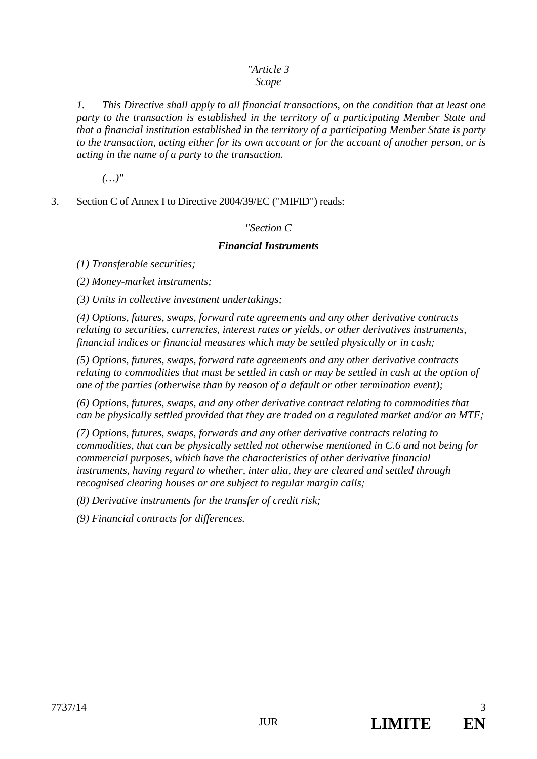*"Article 3*
*Scope*

*1. This Directive shall apply to all financial transactions, on the condition that at least one party to the transaction is established in the territory of a participating Member State and that a financial institution established in the territory of a participating Member State is party to the transaction, acting either for its own account or for the account of another person, or is acting in the name of a party to the transaction.*

*(…)"*

3. Section C of Annex I to Directive 2004/39/EC ("MIFID") reads:

*"Section C*

***Financial Instruments***

*(1) Transferable securities;*

*(2) Money-market instruments;*

*(3) Units in collective investment undertakings;*

*(4) Options, futures, swaps, forward rate agreements and any other derivative contracts relating to securities, currencies, interest rates or yields, or other derivatives instruments, financial indices or financial measures which may be settled physically or in cash;*

*(5) Options, futures, swaps, forward rate agreements and any other derivative contracts relating to commodities that must be settled in cash or may be settled in cash at the option of one of the parties (otherwise than by reason of a default or other termination event);*

*(6) Options, futures, swaps, and any other derivative contract relating to commodities that can be physically settled provided that they are traded on a regulated market and/or an MTF;*

*(7) Options, futures, swaps, forwards and any other derivative contracts relating to commodities, that can be physically settled not otherwise mentioned in C.6 and not being for commercial purposes, which have the characteristics of other derivative financial instruments, having regard to whether, inter alia, they are cleared and settled through recognised clearing houses or are subject to regular margin calls;*

*(8) Derivative instruments for the transfer of credit risk;*

*(9) Financial contracts for differences.*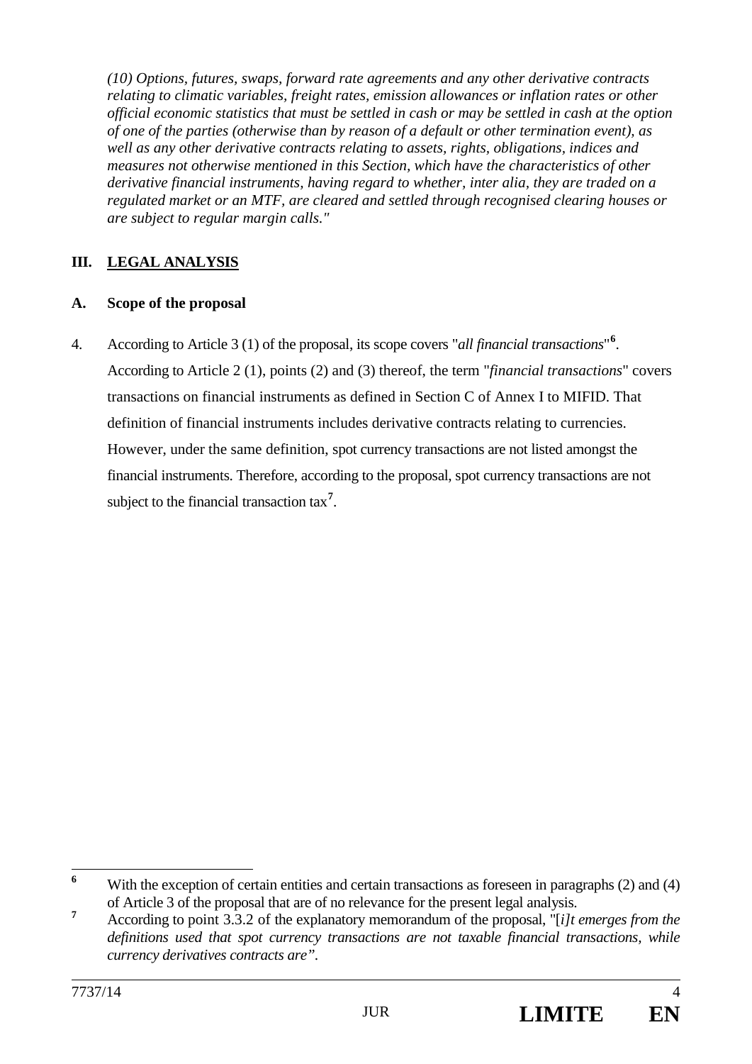*(10) Options, futures, swaps, forward rate agreements and any other derivative contracts relating to climatic variables, freight rates, emission allowances or inflation rates or other official economic statistics that must be settled in cash or may be settled in cash at the option of one of the parties (otherwise than by reason of a default or other termination event), as well as any other derivative contracts relating to assets, rights, obligations, indices and measures not otherwise mentioned in this Section, which have the characteristics of other derivative financial instruments, having regard to whether, inter alia, they are traded on a regulated market or an MTF, are cleared and settled through recognised clearing houses or are subject to regular margin calls."*

## III. LEGAL ANALYSIS

### A. Scope of the proposal

4. According to Article 3 (1) of the proposal, its scope covers "*all financial transactions*"[6]. According to Article 2 (1), points (2) and (3) thereof, the term "*financial transactions*" covers transactions on financial instruments as defined in Section C of Annex I to MIFID. That definition of financial instruments includes derivative contracts relating to currencies. However, under the same definition, spot currency transactions are not listed amongst the financial instruments. Therefore, according to the proposal, spot currency transactions are not subject to the financial transaction tax[7].

---

[6] With the exception of certain entities and certain transactions as foreseen in paragraphs (2) and (4) of Article 3 of the proposal that are of no relevance for the present legal analysis.

[7] According to point 3.3.2 of the explanatory memorandum of the proposal, "[*i]t emerges from the definitions used that spot currency transactions are not taxable financial transactions, while currency derivatives contracts are".*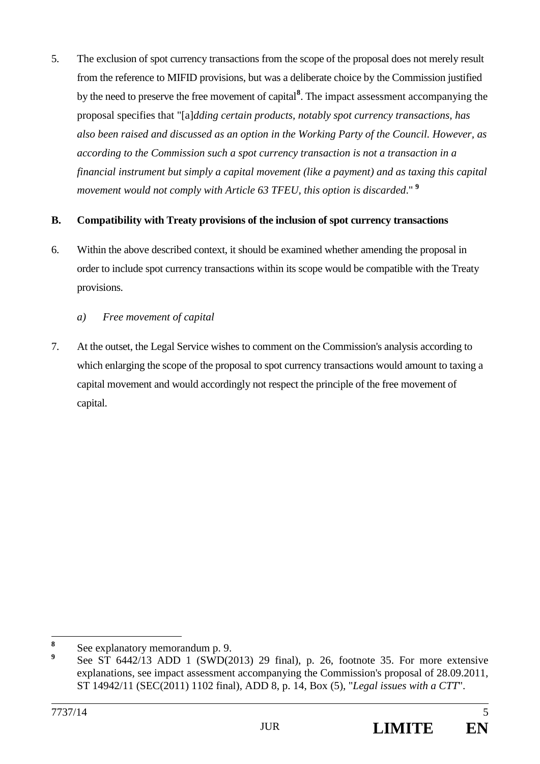5. The exclusion of spot currency transactions from the scope of the proposal does not merely result from the reference to MIFID provisions, but was a deliberate choice by the Commission justified by the need to preserve the free movement of capital[8]. The impact assessment accompanying the proposal specifies that "[a]*dding certain products, notably spot currency transactions, has also been raised and discussed as an option in the Working Party of the Council. However, as according to the Commission such a spot currency transaction is not a transaction in a financial instrument but simply a capital movement (like a payment) and as taxing this capital movement would not comply with Article 63 TFEU, this option is discarded*." [9]

**B. Compatibility with Treaty provisions of the inclusion of spot currency transactions**

6. Within the above described context, it should be examined whether amending the proposal in order to include spot currency transactions within its scope would be compatible with the Treaty provisions.

*a) Free movement of capital*

7. At the outset, the Legal Service wishes to comment on the Commission's analysis according to which enlarging the scope of the proposal to spot currency transactions would amount to taxing a capital movement and would accordingly not respect the principle of the free movement of capital.

---

[8] See explanatory memorandum p. 9.

[9] See ST 6442/13 ADD 1 (SWD(2013) 29 final), p. 26, footnote 35. For more extensive explanations, see impact assessment accompanying the Commission's proposal of 28.09.2011, ST 14942/11 (SEC(2011) 1102 final), ADD 8, p. 14, Box (5), "*Legal issues with a CTT*".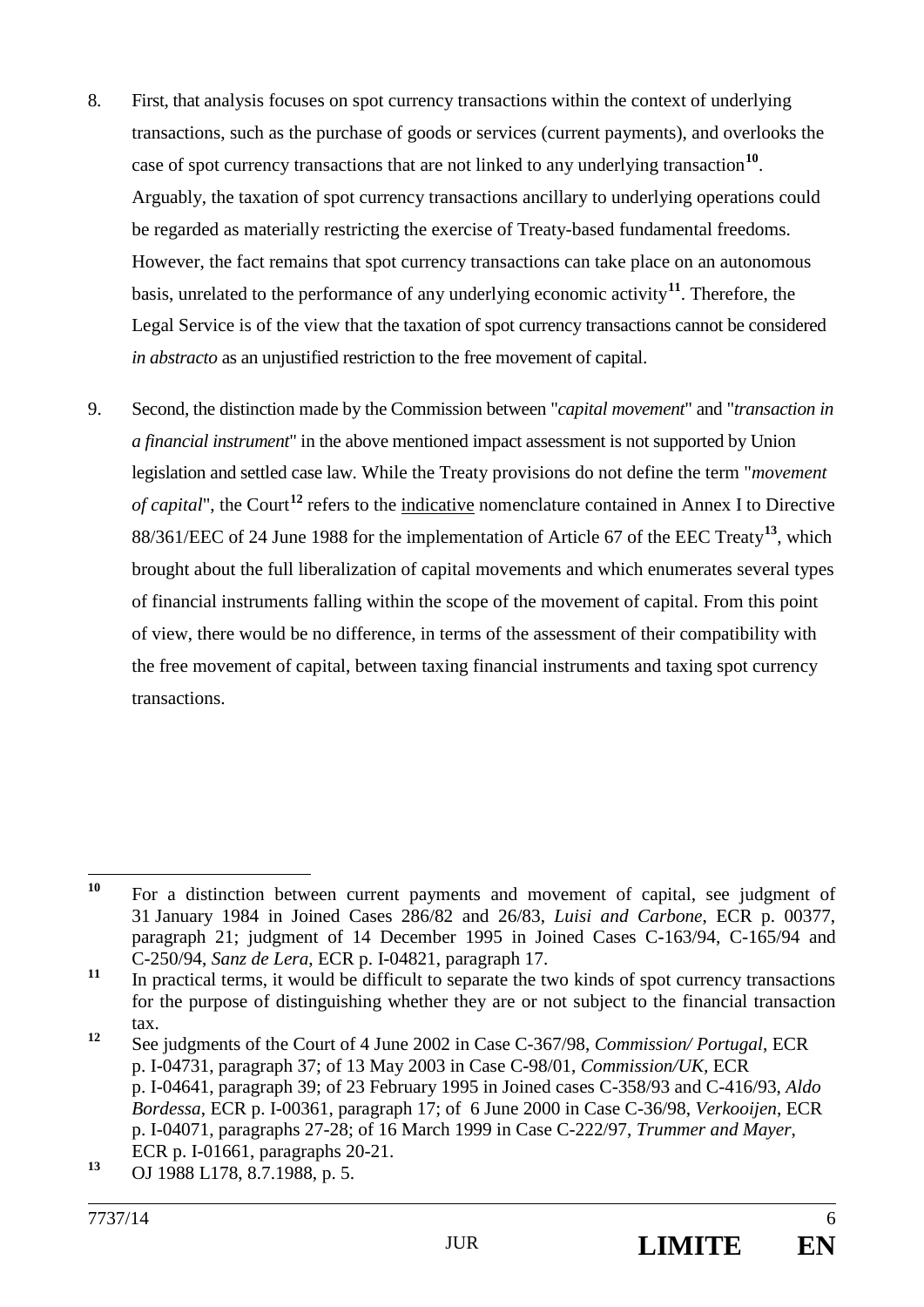8. First, that analysis focuses on spot currency transactions within the context of underlying transactions, such as the purchase of goods or services (current payments), and overlooks the case of spot currency transactions that are not linked to any underlying transaction[10]. Arguably, the taxation of spot currency transactions ancillary to underlying operations could be regarded as materially restricting the exercise of Treaty-based fundamental freedoms. However, the fact remains that spot currency transactions can take place on an autonomous basis, unrelated to the performance of any underlying economic activity[11]. Therefore, the Legal Service is of the view that the taxation of spot currency transactions cannot be considered *in abstracto* as an unjustified restriction to the free movement of capital.

9. Second, the distinction made by the Commission between "*capital movement*" and "*transaction in a financial instrument*" in the above mentioned impact assessment is not supported by Union legislation and settled case law. While the Treaty provisions do not define the term "*movement of capital*", the Court[12] refers to the <u>indicative</u> nomenclature contained in Annex I to Directive 88/361/EEC of 24 June 1988 for the implementation of Article 67 of the EEC Treaty[13], which brought about the full liberalization of capital movements and which enumerates several types of financial instruments falling within the scope of the movement of capital. From this point of view, there would be no difference, in terms of the assessment of their compatibility with the free movement of capital, between taxing financial instruments and taxing spot currency transactions.

---

[10] For a distinction between current payments and movement of capital, see judgment of 31 January 1984 in Joined Cases 286/82 and 26/83, *Luisi and Carbone*, ECR p. 00377, paragraph 21; judgment of 14 December 1995 in Joined Cases C-163/94, C-165/94 and C-250/94, *Sanz de Lera*, ECR p. I-04821, paragraph 17.

[11] In practical terms, it would be difficult to separate the two kinds of spot currency transactions for the purpose of distinguishing whether they are or not subject to the financial transaction tax.

[12] See judgments of the Court of 4 June 2002 in Case C-367/98, *Commission/ Portugal*, ECR p. I-04731, paragraph 37; of 13 May 2003 in Case C-98/01, *Commission/UK*, ECR p. I-04641, paragraph 39; of 23 February 1995 in Joined cases C-358/93 and C-416/93, *Aldo Bordessa*, ECR p. I-00361, paragraph 17; of 6 June 2000 in Case C-36/98, *Verkooijen*, ECR p. I-04071, paragraphs 27-28; of 16 March 1999 in Case C-222/97, *Trummer and Mayer*, ECR p. I-01661, paragraphs 20-21.

[13] OJ 1988 L178, 8.7.1988, p. 5.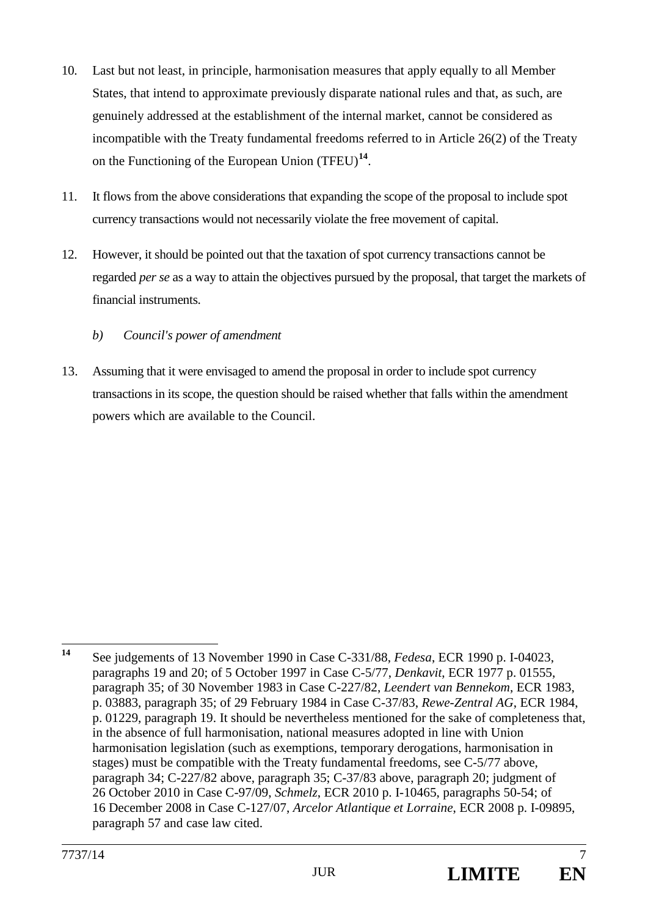10. Last but not least, in principle, harmonisation measures that apply equally to all Member States, that intend to approximate previously disparate national rules and that, as such, are genuinely addressed at the establishment of the internal market, cannot be considered as incompatible with the Treaty fundamental freedoms referred to in Article 26(2) of the Treaty on the Functioning of the European Union (TFEU)[14].

11. It flows from the above considerations that expanding the scope of the proposal to include spot currency transactions would not necessarily violate the free movement of capital.

12. However, it should be pointed out that the taxation of spot currency transactions cannot be regarded *per se* as a way to attain the objectives pursued by the proposal, that target the markets of financial instruments.

*b) Council's power of amendment*

13. Assuming that it were envisaged to amend the proposal in order to include spot currency transactions in its scope, the question should be raised whether that falls within the amendment powers which are available to the Council.

---

[14] See judgements of 13 November 1990 in Case C-331/88, *Fedesa*, ECR 1990 p. I-04023, paragraphs 19 and 20; of 5 October 1997 in Case C-5/77, *Denkavit*, ECR 1977 p. 01555, paragraph 35; of 30 November 1983 in Case C-227/82, *Leendert van Bennekom*, ECR 1983, p. 03883, paragraph 35; of 29 February 1984 in Case C-37/83, *Rewe-Zentral AG*, ECR 1984, p. 01229, paragraph 19. It should be nevertheless mentioned for the sake of completeness that, in the absence of full harmonisation, national measures adopted in line with Union harmonisation legislation (such as exemptions, temporary derogations, harmonisation in stages) must be compatible with the Treaty fundamental freedoms, see C-5/77 above, paragraph 34; C-227/82 above, paragraph 35; C-37/83 above, paragraph 20; judgment of 26 October 2010 in Case C-97/09, *Schmelz*, ECR 2010 p. I-10465, paragraphs 50-54; of 16 December 2008 in Case C-127/07, *Arcelor Atlantique et Lorraine*, ECR 2008 p. I-09895, paragraph 57 and case law cited.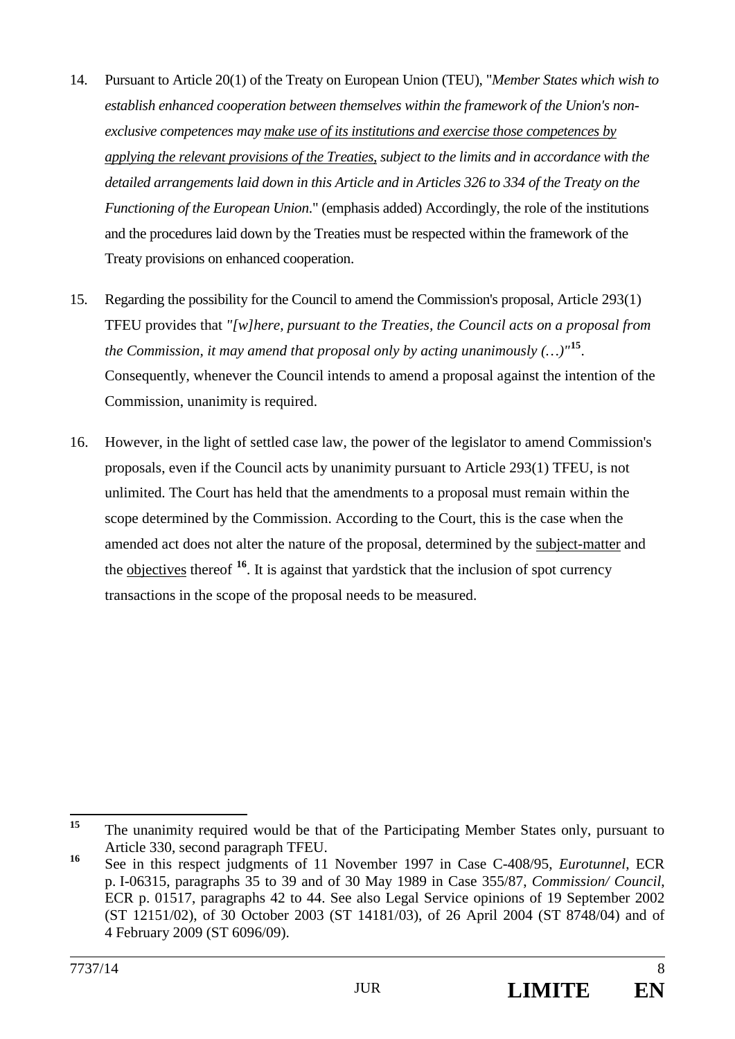14. Pursuant to Article 20(1) of the Treaty on European Union (TEU), "*Member States which wish to establish enhanced cooperation between themselves within the framework of the Union's non-exclusive competences may <u>make use of its institutions and exercise those competences by applying the relevant provisions of the Treaties,</u> subject to the limits and in accordance with the detailed arrangements laid down in this Article and in Articles 326 to 334 of the Treaty on the Functioning of the European Union.*" (emphasis added) Accordingly, the role of the institutions and the procedures laid down by the Treaties must be respected within the framework of the Treaty provisions on enhanced cooperation.

15. Regarding the possibility for the Council to amend the Commission's proposal, Article 293(1) TFEU provides that *"[w]here, pursuant to the Treaties, the Council acts on a proposal from the Commission, it may amend that proposal only by acting unanimously (…)"*[15]. Consequently, whenever the Council intends to amend a proposal against the intention of the Commission, unanimity is required.

16. However, in the light of settled case law, the power of the legislator to amend Commission's proposals, even if the Council acts by unanimity pursuant to Article 293(1) TFEU, is not unlimited. The Court has held that the amendments to a proposal must remain within the scope determined by the Commission. According to the Court, this is the case when the amended act does not alter the nature of the proposal, determined by the <u>subject-matter</u> and the <u>objectives</u> thereof [16]. It is against that yardstick that the inclusion of spot currency transactions in the scope of the proposal needs to be measured.

---

[15] The unanimity required would be that of the Participating Member States only, pursuant to Article 330, second paragraph TFEU.

[16] See in this respect judgments of 11 November 1997 in Case C-408/95, *Eurotunnel*, ECR p. I-06315, paragraphs 35 to 39 and of 30 May 1989 in Case 355/87, *Commission/ Council*, ECR p. 01517, paragraphs 42 to 44. See also Legal Service opinions of 19 September 2002 (ST 12151/02), of 30 October 2003 (ST 14181/03), of 26 April 2004 (ST 8748/04) and of 4 February 2009 (ST 6096/09).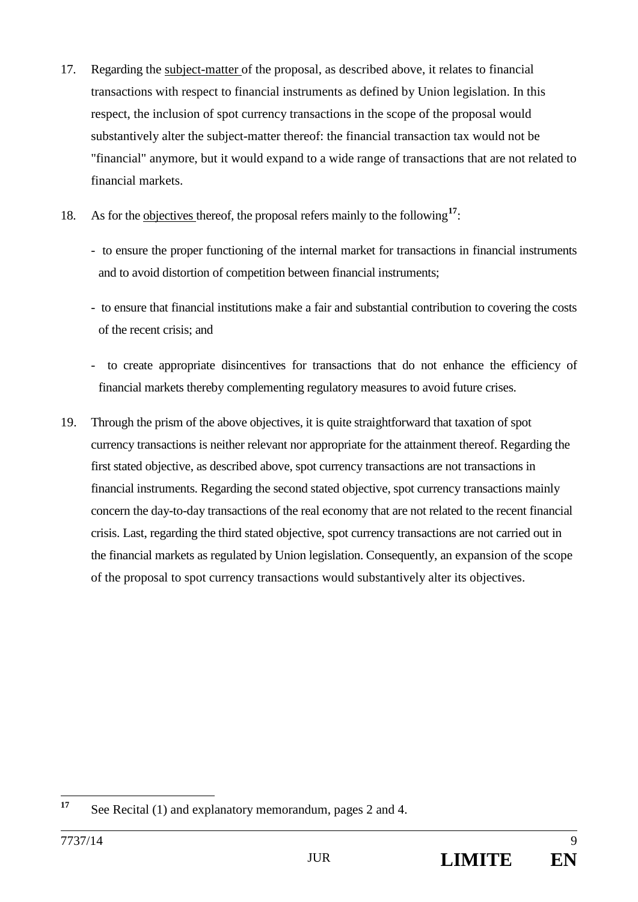17. Regarding the <u>subject-matter</u> of the proposal, as described above, it relates to financial transactions with respect to financial instruments as defined by Union legislation. In this respect, the inclusion of spot currency transactions in the scope of the proposal would substantively alter the subject-matter thereof: the financial transaction tax would not be "financial" anymore, but it would expand to a wide range of transactions that are not related to financial markets.

18. As for the <u>objectives</u> thereof, the proposal refers mainly to the following[17]:

   - to ensure the proper functioning of the internal market for transactions in financial instruments and to avoid distortion of competition between financial instruments;

   - to ensure that financial institutions make a fair and substantial contribution to covering the costs of the recent crisis; and

   - to create appropriate disincentives for transactions that do not enhance the efficiency of financial markets thereby complementing regulatory measures to avoid future crises.

19. Through the prism of the above objectives, it is quite straightforward that taxation of spot currency transactions is neither relevant nor appropriate for the attainment thereof. Regarding the first stated objective, as described above, spot currency transactions are not transactions in financial instruments. Regarding the second stated objective, spot currency transactions mainly concern the day-to-day transactions of the real economy that are not related to the recent financial crisis. Last, regarding the third stated objective, spot currency transactions are not carried out in the financial markets as regulated by Union legislation. Consequently, an expansion of the scope of the proposal to spot currency transactions would substantively alter its objectives.

---

[17] See Recital (1) and explanatory memorandum, pages 2 and 4.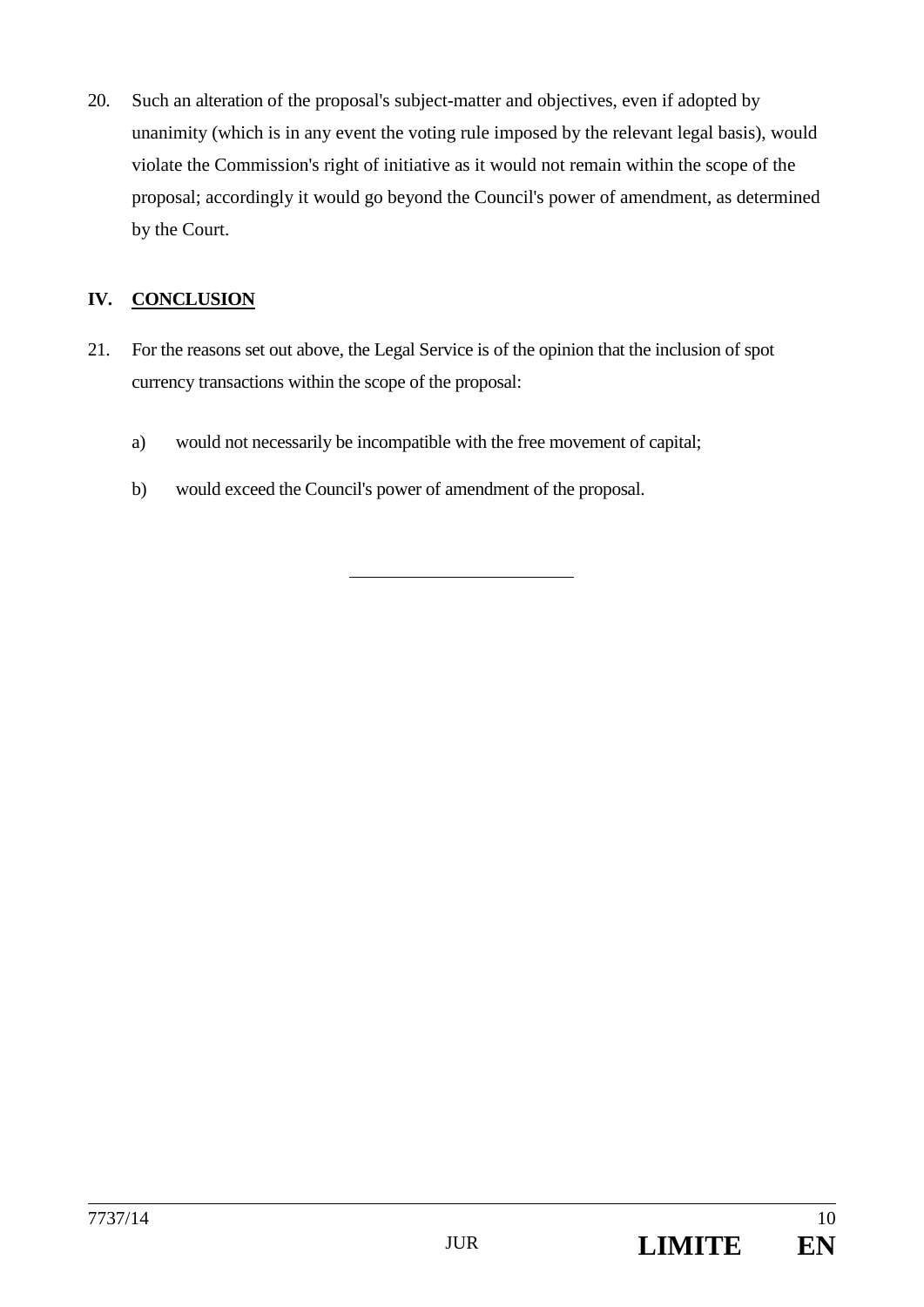20. Such an alteration of the proposal's subject-matter and objectives, even if adopted by unanimity (which is in any event the voting rule imposed by the relevant legal basis), would violate the Commission's right of initiative as it would not remain within the scope of the proposal; accordingly it would go beyond the Council's power of amendment, as determined by the Court.

## IV. CONCLUSION

21. For the reasons set out above, the Legal Service is of the opinion that the inclusion of spot currency transactions within the scope of the proposal:

    a) would not necessarily be incompatible with the free movement of capital;

    b) would exceed the Council's power of amendment of the proposal.